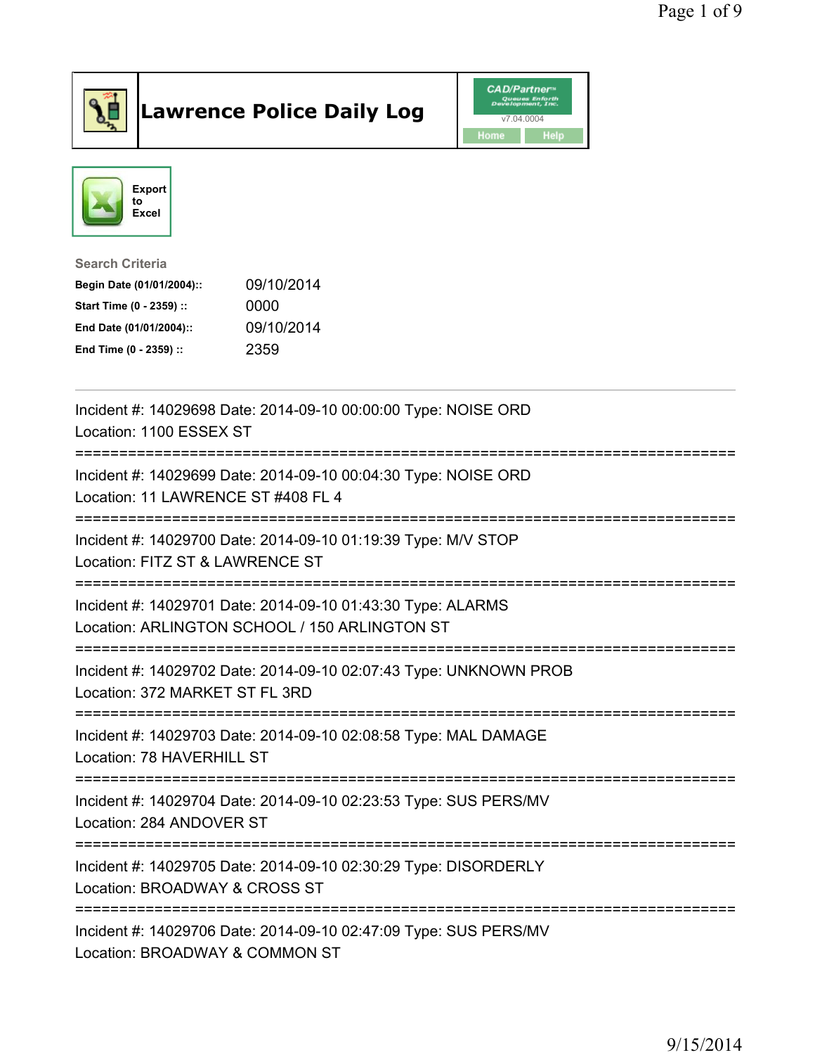# Lawrence Police Daily Log

Export to Excel

**Search Criteria**

| | |
|---|---|
| **Begin Date (01/01/2004)::** | 09/10/2014 |
| **Start Time (0 - 2359) ::** | 0000 |
| **End Date (01/01/2004)::** | 09/10/2014 |
| **End Time (0 - 2359) ::** | 2359 |

---

Incident #: 14029698 Date: 2014-09-10 00:00:00 Type: NOISE ORD
Location: 1100 ESSEX ST

===========================================================================

Incident #: 14029699 Date: 2014-09-10 00:04:30 Type: NOISE ORD
Location: 11 LAWRENCE ST #408 FL 4

===========================================================================

Incident #: 14029700 Date: 2014-09-10 01:19:39 Type: M/V STOP
Location: FITZ ST & LAWRENCE ST

===========================================================================

Incident #: 14029701 Date: 2014-09-10 01:43:30 Type: ALARMS
Location: ARLINGTON SCHOOL / 150 ARLINGTON ST

===========================================================================

Incident #: 14029702 Date: 2014-09-10 02:07:43 Type: UNKNOWN PROB
Location: 372 MARKET ST FL 3RD

===========================================================================

Incident #: 14029703 Date: 2014-09-10 02:08:58 Type: MAL DAMAGE
Location: 78 HAVERHILL ST

===========================================================================

Incident #: 14029704 Date: 2014-09-10 02:23:53 Type: SUS PERS/MV
Location: 284 ANDOVER ST

===========================================================================

Incident #: 14029705 Date: 2014-09-10 02:30:29 Type: DISORDERLY
Location: BROADWAY & CROSS ST

===========================================================================

Incident #: 14029706 Date: 2014-09-10 02:47:09 Type: SUS PERS/MV
Location: BROADWAY & COMMON ST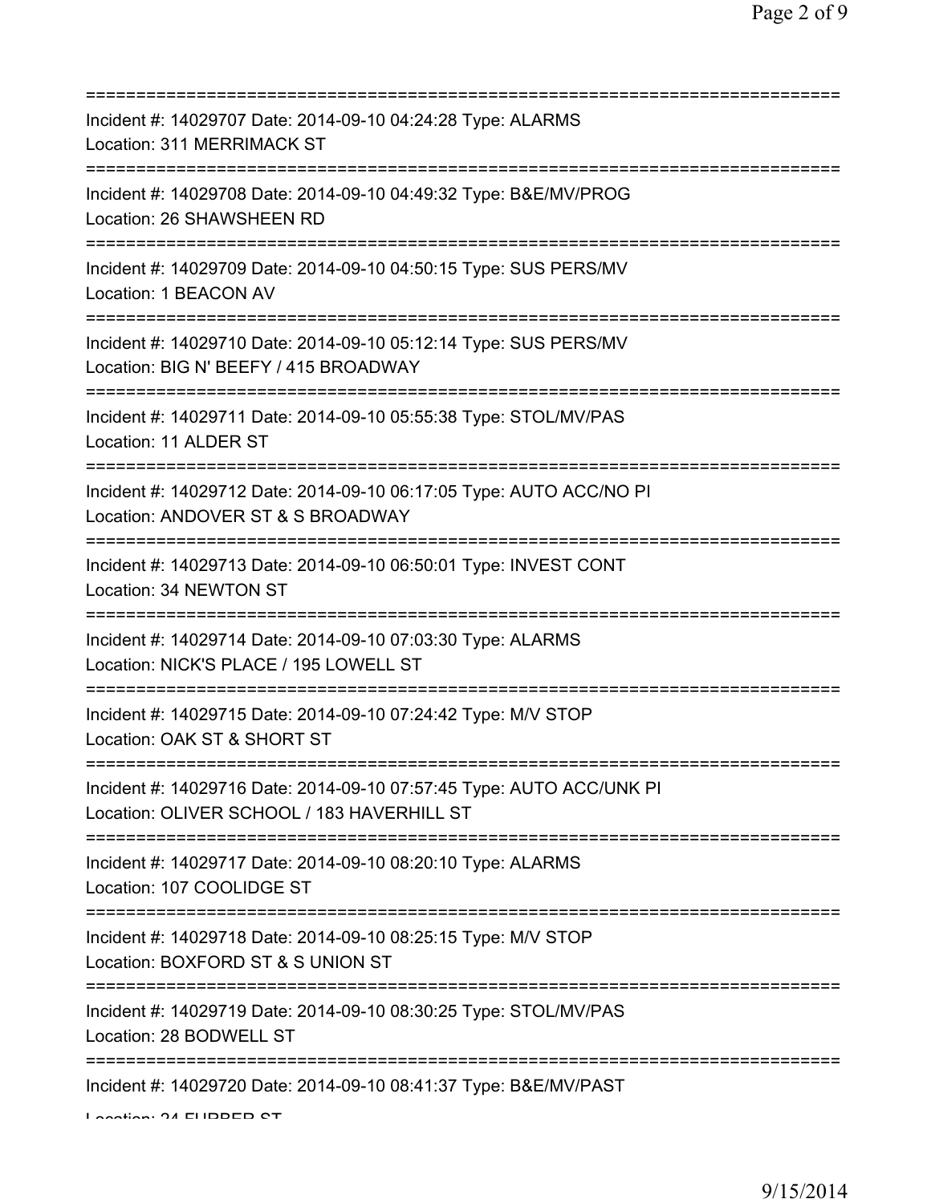===========================================================================

Incident #: 14029707 Date: 2014-09-10 04:24:28 Type: ALARMS

Location: 311 MERRIMACK ST

===========================================================================

Incident #: 14029708 Date: 2014-09-10 04:49:32 Type: B&E/MV/PROG

Location: 26 SHAWSHEEN RD

===========================================================================

Incident #: 14029709 Date: 2014-09-10 04:50:15 Type: SUS PERS/MV

Location: 1 BEACON AV

===========================================================================

Incident #: 14029710 Date: 2014-09-10 05:12:14 Type: SUS PERS/MV

Location: BIG N' BEEFY / 415 BROADWAY

===========================================================================

Incident #: 14029711 Date: 2014-09-10 05:55:38 Type: STOL/MV/PAS

Location: 11 ALDER ST

===========================================================================

Incident #: 14029712 Date: 2014-09-10 06:17:05 Type: AUTO ACC/NO PI

Location: ANDOVER ST & S BROADWAY

===========================================================================

Incident #: 14029713 Date: 2014-09-10 06:50:01 Type: INVEST CONT

Location: 34 NEWTON ST

===========================================================================

Incident #: 14029714 Date: 2014-09-10 07:03:30 Type: ALARMS

Location: NICK'S PLACE / 195 LOWELL ST

===========================================================================

Incident #: 14029715 Date: 2014-09-10 07:24:42 Type: M/V STOP

Location: OAK ST & SHORT ST

===========================================================================

Incident #: 14029716 Date: 2014-09-10 07:57:45 Type: AUTO ACC/UNK PI

Location: OLIVER SCHOOL / 183 HAVERHILL ST

===========================================================================

Incident #: 14029717 Date: 2014-09-10 08:20:10 Type: ALARMS

Location: 107 COOLIDGE ST

===========================================================================

Incident #: 14029718 Date: 2014-09-10 08:25:15 Type: M/V STOP

Location: BOXFORD ST & S UNION ST

===========================================================================

Incident #: 14029719 Date: 2014-09-10 08:30:25 Type: STOL/MV/PAS

Location: 28 BODWELL ST

===========================================================================

Incident #: 14029720 Date: 2014-09-10 08:41:37 Type: B&E/MV/PAST

Location: 24 FURBER ST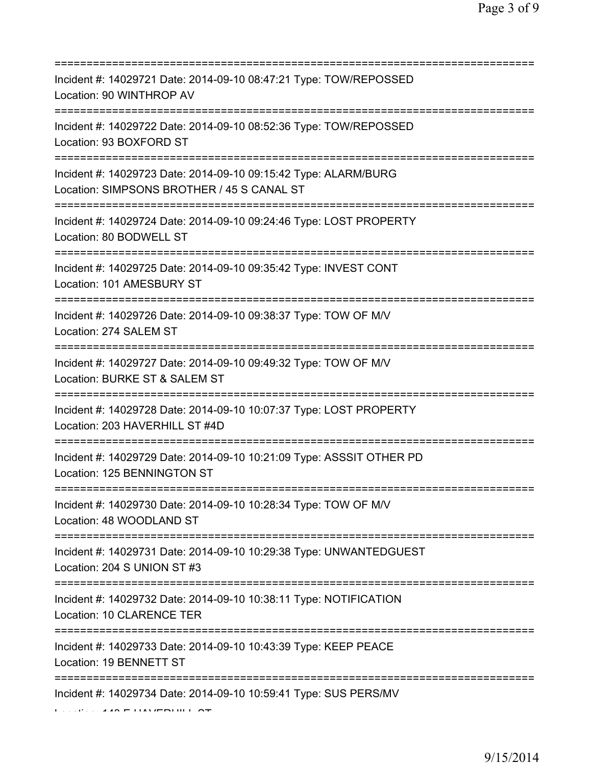===========================================================================
Incident #: 14029721 Date: 2014-09-10 08:47:21 Type: TOW/REPOSSED
Location: 90 WINTHROP AV
===========================================================================
Incident #: 14029722 Date: 2014-09-10 08:52:36 Type: TOW/REPOSSED
Location: 93 BOXFORD ST
===========================================================================
Incident #: 14029723 Date: 2014-09-10 09:15:42 Type: ALARM/BURG
Location: SIMPSONS BROTHER / 45 S CANAL ST
===========================================================================
Incident #: 14029724 Date: 2014-09-10 09:24:46 Type: LOST PROPERTY
Location: 80 BODWELL ST
===========================================================================
Incident #: 14029725 Date: 2014-09-10 09:35:42 Type: INVEST CONT
Location: 101 AMESBURY ST
===========================================================================
Incident #: 14029726 Date: 2014-09-10 09:38:37 Type: TOW OF M/V
Location: 274 SALEM ST
===========================================================================
Incident #: 14029727 Date: 2014-09-10 09:49:32 Type: TOW OF M/V
Location: BURKE ST & SALEM ST
===========================================================================
Incident #: 14029728 Date: 2014-09-10 10:07:37 Type: LOST PROPERTY
Location: 203 HAVERHILL ST #4D
===========================================================================
Incident #: 14029729 Date: 2014-09-10 10:21:09 Type: ASSSIT OTHER PD
Location: 125 BENNINGTON ST
===========================================================================
Incident #: 14029730 Date: 2014-09-10 10:28:34 Type: TOW OF M/V
Location: 48 WOODLAND ST
===========================================================================
Incident #: 14029731 Date: 2014-09-10 10:29:38 Type: UNWANTEDGUEST
Location: 204 S UNION ST #3
===========================================================================
Incident #: 14029732 Date: 2014-09-10 10:38:11 Type: NOTIFICATION
Location: 10 CLARENCE TER
===========================================================================
Incident #: 14029733 Date: 2014-09-10 10:43:39 Type: KEEP PEACE
Location: 19 BENNETT ST
===========================================================================
Incident #: 14029734 Date: 2014-09-10 10:59:41 Type: SUS PERS/MV
Location: 140 E HAVERHILL ST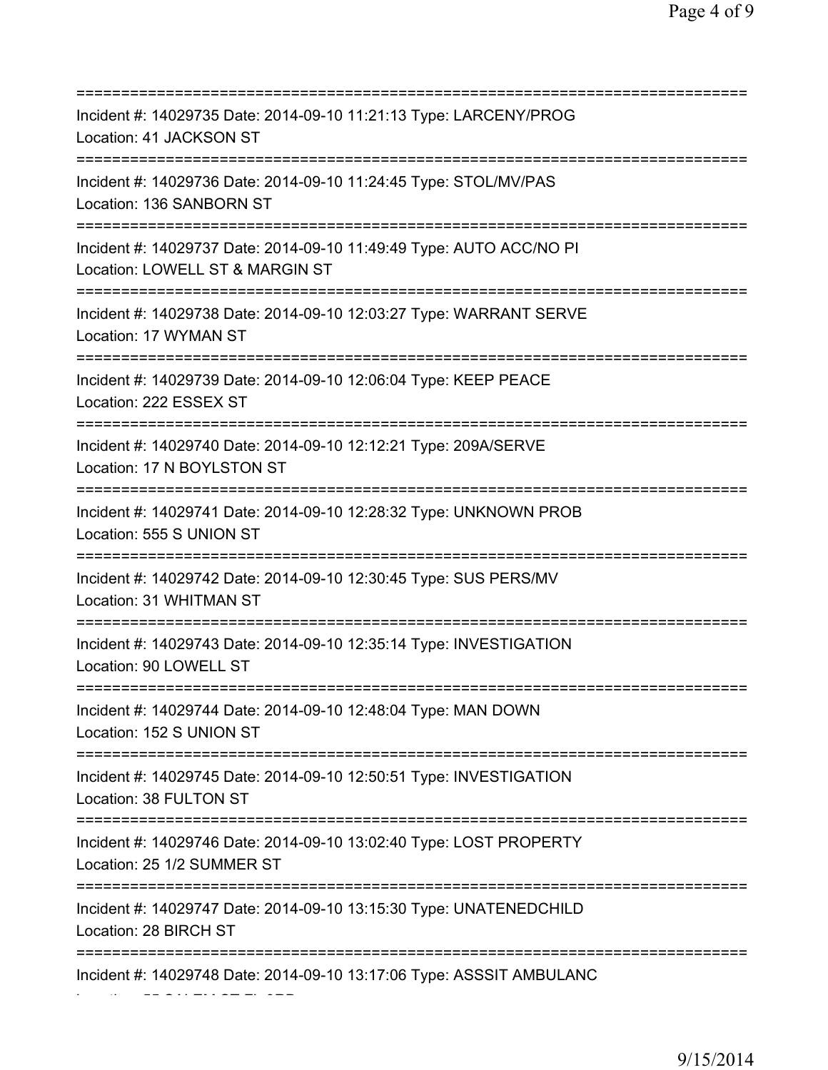==============================================================================
Incident #: 14029735 Date: 2014-09-10 11:21:13 Type: LARCENY/PROG
Location: 41 JACKSON ST
==============================================================================
Incident #: 14029736 Date: 2014-09-10 11:24:45 Type: STOL/MV/PAS
Location: 136 SANBORN ST
==============================================================================
Incident #: 14029737 Date: 2014-09-10 11:49:49 Type: AUTO ACC/NO PI
Location: LOWELL ST & MARGIN ST
==============================================================================
Incident #: 14029738 Date: 2014-09-10 12:03:27 Type: WARRANT SERVE
Location: 17 WYMAN ST
==============================================================================
Incident #: 14029739 Date: 2014-09-10 12:06:04 Type: KEEP PEACE
Location: 222 ESSEX ST
==============================================================================
Incident #: 14029740 Date: 2014-09-10 12:12:21 Type: 209A/SERVE
Location: 17 N BOYLSTON ST
==============================================================================
Incident #: 14029741 Date: 2014-09-10 12:28:32 Type: UNKNOWN PROB
Location: 555 S UNION ST
==============================================================================
Incident #: 14029742 Date: 2014-09-10 12:30:45 Type: SUS PERS/MV
Location: 31 WHITMAN ST
==============================================================================
Incident #: 14029743 Date: 2014-09-10 12:35:14 Type: INVESTIGATION
Location: 90 LOWELL ST
==============================================================================
Incident #: 14029744 Date: 2014-09-10 12:48:04 Type: MAN DOWN
Location: 152 S UNION ST
==============================================================================
Incident #: 14029745 Date: 2014-09-10 12:50:51 Type: INVESTIGATION
Location: 38 FULTON ST
==============================================================================
Incident #: 14029746 Date: 2014-09-10 13:02:40 Type: LOST PROPERTY
Location: 25 1/2 SUMMER ST
==============================================================================
Incident #: 14029747 Date: 2014-09-10 13:15:30 Type: UNATENEDCHILD
Location: 28 BIRCH ST
==============================================================================
Incident #: 14029748 Date: 2014-09-10 13:17:06 Type: ASSSIT AMBULANC
Location: 55 SALEM ST FL 3RD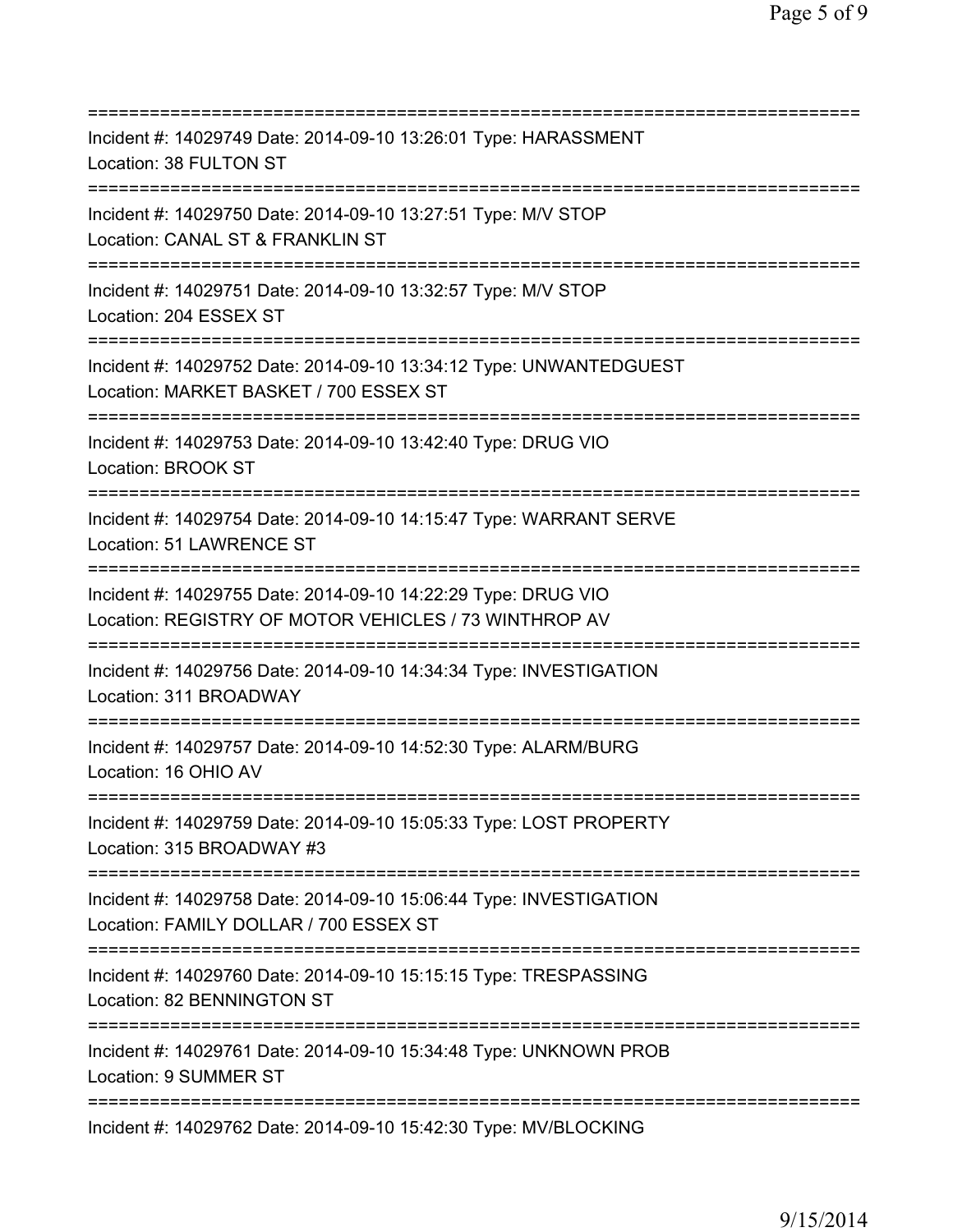===========================================================================
Incident #: 14029749 Date: 2014-09-10 13:26:01 Type: HARASSMENT
Location: 38 FULTON ST
===========================================================================
Incident #: 14029750 Date: 2014-09-10 13:27:51 Type: M/V STOP
Location: CANAL ST & FRANKLIN ST
===========================================================================
Incident #: 14029751 Date: 2014-09-10 13:32:57 Type: M/V STOP
Location: 204 ESSEX ST
===========================================================================
Incident #: 14029752 Date: 2014-09-10 13:34:12 Type: UNWANTEDGUEST
Location: MARKET BASKET / 700 ESSEX ST
===========================================================================
Incident #: 14029753 Date: 2014-09-10 13:42:40 Type: DRUG VIO
Location: BROOK ST
===========================================================================
Incident #: 14029754 Date: 2014-09-10 14:15:47 Type: WARRANT SERVE
Location: 51 LAWRENCE ST
===========================================================================
Incident #: 14029755 Date: 2014-09-10 14:22:29 Type: DRUG VIO
Location: REGISTRY OF MOTOR VEHICLES / 73 WINTHROP AV
===========================================================================
Incident #: 14029756 Date: 2014-09-10 14:34:34 Type: INVESTIGATION
Location: 311 BROADWAY
===========================================================================
Incident #: 14029757 Date: 2014-09-10 14:52:30 Type: ALARM/BURG
Location: 16 OHIO AV
===========================================================================
Incident #: 14029759 Date: 2014-09-10 15:05:33 Type: LOST PROPERTY
Location: 315 BROADWAY #3
===========================================================================
Incident #: 14029758 Date: 2014-09-10 15:06:44 Type: INVESTIGATION
Location: FAMILY DOLLAR / 700 ESSEX ST
===========================================================================
Incident #: 14029760 Date: 2014-09-10 15:15:15 Type: TRESPASSING
Location: 82 BENNINGTON ST
===========================================================================
Incident #: 14029761 Date: 2014-09-10 15:34:48 Type: UNKNOWN PROB
Location: 9 SUMMER ST
===========================================================================
Incident #: 14029762 Date: 2014-09-10 15:42:30 Type: MV/BLOCKING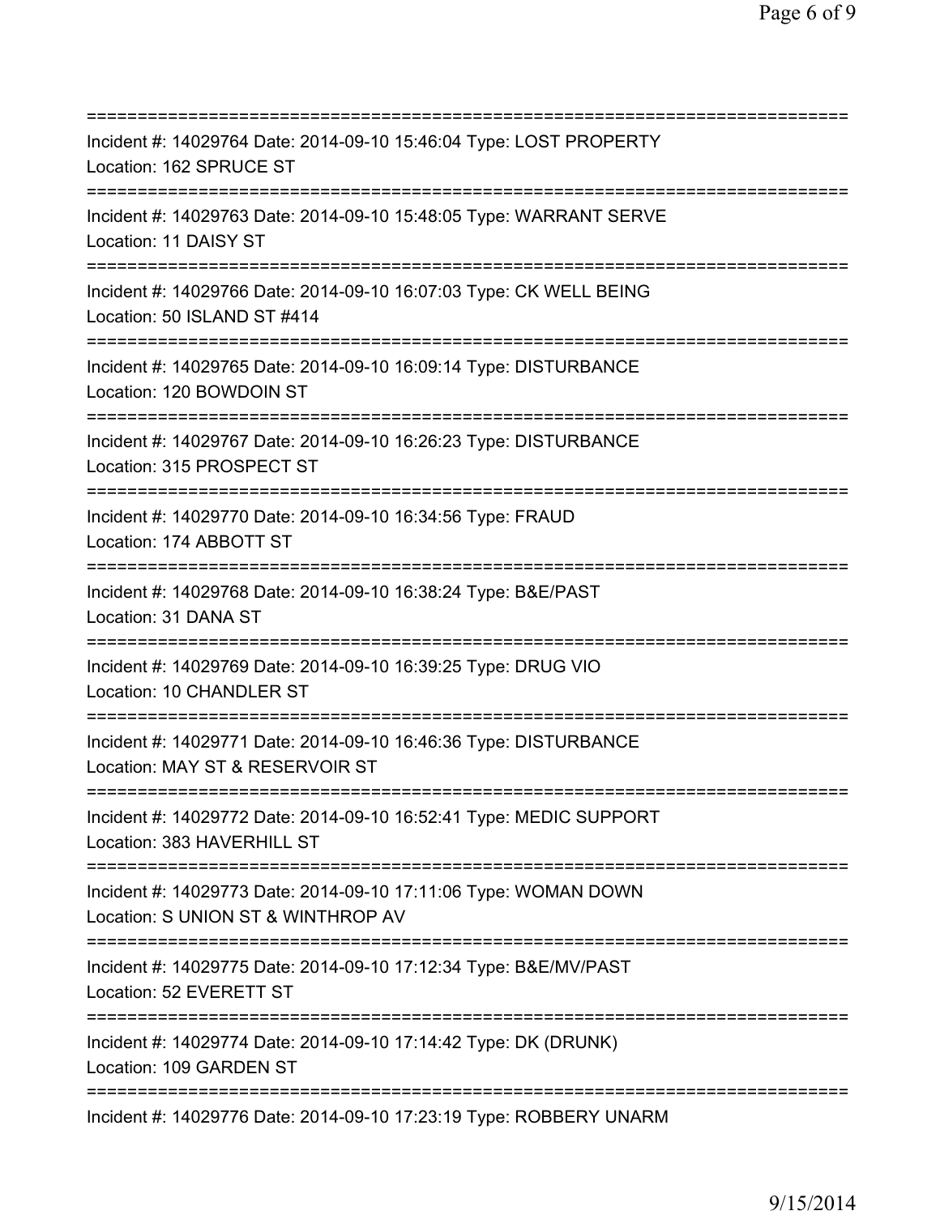===========================================================================
Incident #: 14029764 Date: 2014-09-10 15:46:04 Type: LOST PROPERTY
Location: 162 SPRUCE ST
===========================================================================
Incident #: 14029763 Date: 2014-09-10 15:48:05 Type: WARRANT SERVE
Location: 11 DAISY ST
===========================================================================
Incident #: 14029766 Date: 2014-09-10 16:07:03 Type: CK WELL BEING
Location: 50 ISLAND ST #414
===========================================================================
Incident #: 14029765 Date: 2014-09-10 16:09:14 Type: DISTURBANCE
Location: 120 BOWDOIN ST
===========================================================================
Incident #: 14029767 Date: 2014-09-10 16:26:23 Type: DISTURBANCE
Location: 315 PROSPECT ST
===========================================================================
Incident #: 14029770 Date: 2014-09-10 16:34:56 Type: FRAUD
Location: 174 ABBOTT ST
===========================================================================
Incident #: 14029768 Date: 2014-09-10 16:38:24 Type: B&E/PAST
Location: 31 DANA ST
===========================================================================
Incident #: 14029769 Date: 2014-09-10 16:39:25 Type: DRUG VIO
Location: 10 CHANDLER ST
===========================================================================
Incident #: 14029771 Date: 2014-09-10 16:46:36 Type: DISTURBANCE
Location: MAY ST & RESERVOIR ST
===========================================================================
Incident #: 14029772 Date: 2014-09-10 16:52:41 Type: MEDIC SUPPORT
Location: 383 HAVERHILL ST
===========================================================================
Incident #: 14029773 Date: 2014-09-10 17:11:06 Type: WOMAN DOWN
Location: S UNION ST & WINTHROP AV
===========================================================================
Incident #: 14029775 Date: 2014-09-10 17:12:34 Type: B&E/MV/PAST
Location: 52 EVERETT ST
===========================================================================
Incident #: 14029774 Date: 2014-09-10 17:14:42 Type: DK (DRUNK)
Location: 109 GARDEN ST
===========================================================================
Incident #: 14029776 Date: 2014-09-10 17:23:19 Type: ROBBERY UNARM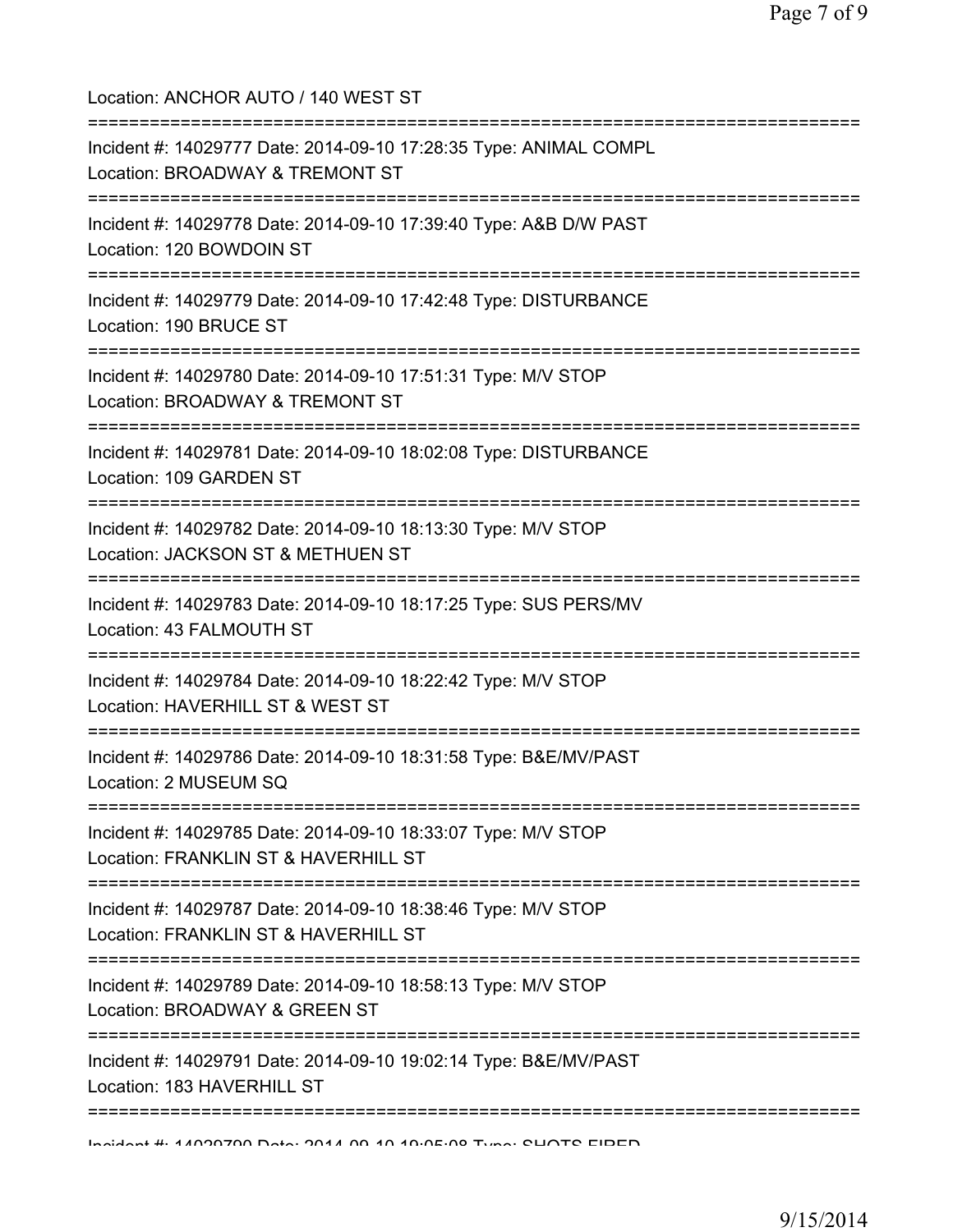Location: ANCHOR AUTO / 140 WEST ST

===========================================================================

Incident #: 14029777 Date: 2014-09-10 17:28:35 Type: ANIMAL COMPL

Location: BROADWAY & TREMONT ST

===========================================================================

Incident #: 14029778 Date: 2014-09-10 17:39:40 Type: A&B D/W PAST

Location: 120 BOWDOIN ST

===========================================================================

Incident #: 14029779 Date: 2014-09-10 17:42:48 Type: DISTURBANCE

Location: 190 BRUCE ST

===========================================================================

Incident #: 14029780 Date: 2014-09-10 17:51:31 Type: M/V STOP

Location: BROADWAY & TREMONT ST

===========================================================================

Incident #: 14029781 Date: 2014-09-10 18:02:08 Type: DISTURBANCE

Location: 109 GARDEN ST

===========================================================================

Incident #: 14029782 Date: 2014-09-10 18:13:30 Type: M/V STOP

Location: JACKSON ST & METHUEN ST

===========================================================================

Incident #: 14029783 Date: 2014-09-10 18:17:25 Type: SUS PERS/MV

Location: 43 FALMOUTH ST

===========================================================================

Incident #: 14029784 Date: 2014-09-10 18:22:42 Type: M/V STOP

Location: HAVERHILL ST & WEST ST

===========================================================================

Incident #: 14029786 Date: 2014-09-10 18:31:58 Type: B&E/MV/PAST

Location: 2 MUSEUM SQ

===========================================================================

Incident #: 14029785 Date: 2014-09-10 18:33:07 Type: M/V STOP

Location: FRANKLIN ST & HAVERHILL ST

===========================================================================

Incident #: 14029787 Date: 2014-09-10 18:38:46 Type: M/V STOP

Location: FRANKLIN ST & HAVERHILL ST

===========================================================================

Incident #: 14029789 Date: 2014-09-10 18:58:13 Type: M/V STOP

Location: BROADWAY & GREEN ST

===========================================================================

Incident #: 14029791 Date: 2014-09-10 19:02:14 Type: B&E/MV/PAST

Location: 183 HAVERHILL ST

===========================================================================

Incident #: 14029790 Date: 2014-09-10 19:05:08 Type: SHOTS FIRED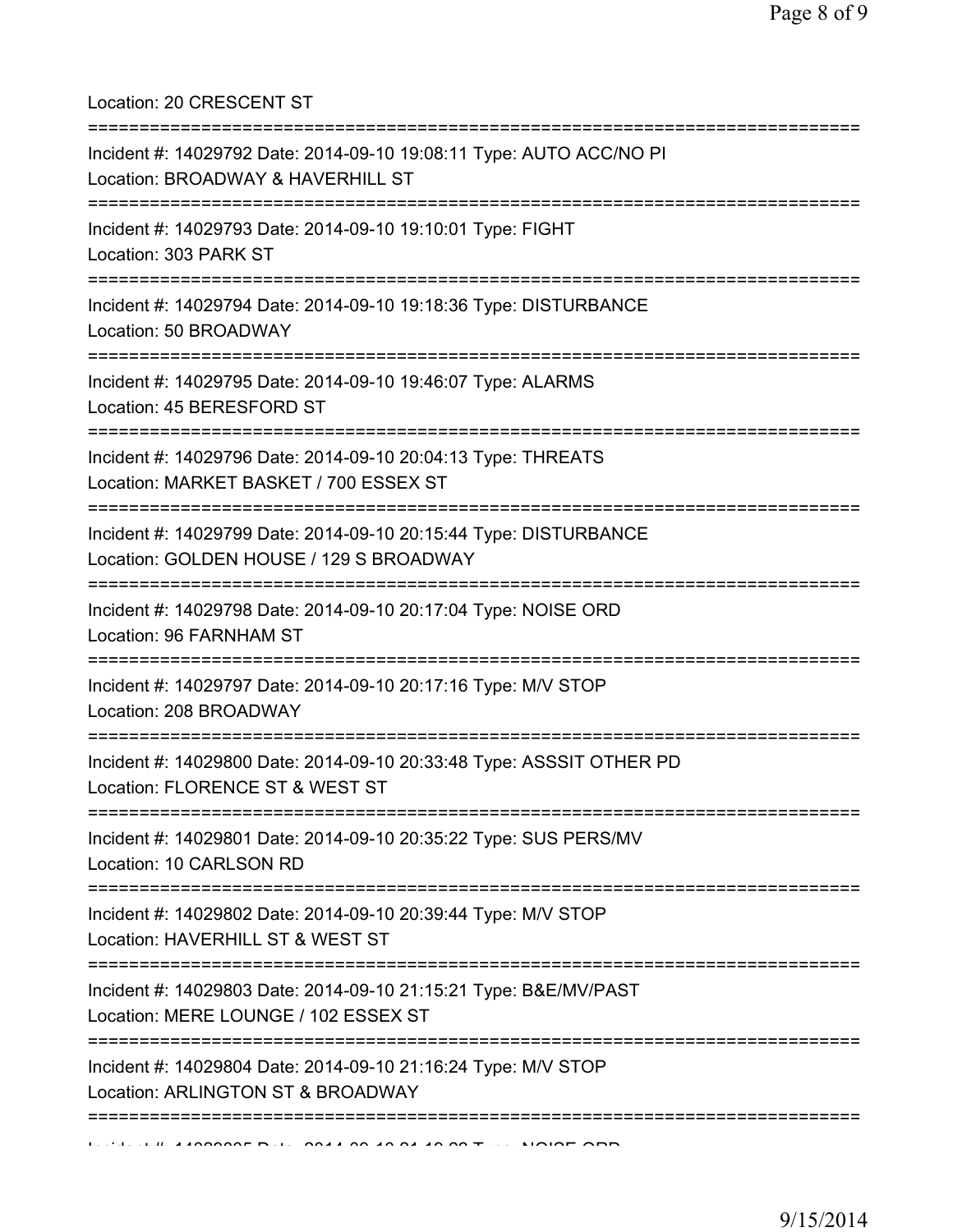Location: 20 CRESCENT ST

===========================================================================

Incident #: 14029792 Date: 2014-09-10 19:08:11 Type: AUTO ACC/NO PI
Location: BROADWAY & HAVERHILL ST

===========================================================================

Incident #: 14029793 Date: 2014-09-10 19:10:01 Type: FIGHT
Location: 303 PARK ST

===========================================================================

Incident #: 14029794 Date: 2014-09-10 19:18:36 Type: DISTURBANCE
Location: 50 BROADWAY

===========================================================================

Incident #: 14029795 Date: 2014-09-10 19:46:07 Type: ALARMS
Location: 45 BERESFORD ST

===========================================================================

Incident #: 14029796 Date: 2014-09-10 20:04:13 Type: THREATS
Location: MARKET BASKET / 700 ESSEX ST

===========================================================================

Incident #: 14029799 Date: 2014-09-10 20:15:44 Type: DISTURBANCE
Location: GOLDEN HOUSE / 129 S BROADWAY

===========================================================================

Incident #: 14029798 Date: 2014-09-10 20:17:04 Type: NOISE ORD
Location: 96 FARNHAM ST

===========================================================================

Incident #: 14029797 Date: 2014-09-10 20:17:16 Type: M/V STOP
Location: 208 BROADWAY

===========================================================================

Incident #: 14029800 Date: 2014-09-10 20:33:48 Type: ASSSIT OTHER PD
Location: FLORENCE ST & WEST ST

===========================================================================

Incident #: 14029801 Date: 2014-09-10 20:35:22 Type: SUS PERS/MV
Location: 10 CARLSON RD

===========================================================================

Incident #: 14029802 Date: 2014-09-10 20:39:44 Type: M/V STOP
Location: HAVERHILL ST & WEST ST

===========================================================================

Incident #: 14029803 Date: 2014-09-10 21:15:21 Type: B&E/MV/PAST
Location: MERE LOUNGE / 102 ESSEX ST

===========================================================================

Incident #: 14029804 Date: 2014-09-10 21:16:24 Type: M/V STOP
Location: ARLINGTON ST & BROADWAY

===========================================================================

Incident #: 14029805 Date: 2014-09-10 21:19:23 Type: NOISE ORD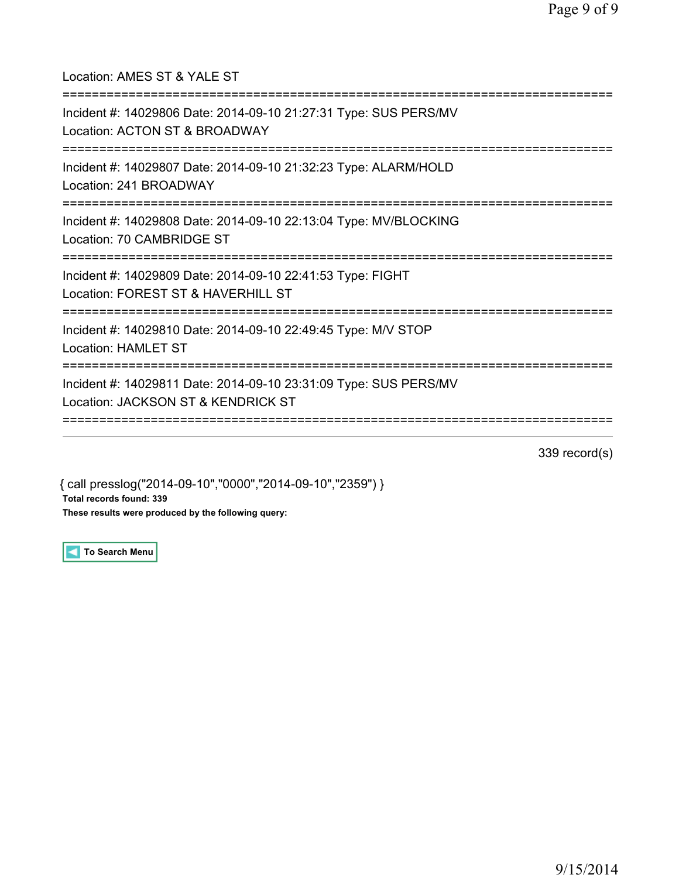Location: AMES ST & YALE ST

===========================================================================

Incident #: 14029806 Date: 2014-09-10 21:27:31 Type: SUS PERS/MV

Location: ACTON ST & BROADWAY

===========================================================================

Incident #: 14029807 Date: 2014-09-10 21:32:23 Type: ALARM/HOLD

Location: 241 BROADWAY

===========================================================================

Incident #: 14029808 Date: 2014-09-10 22:13:04 Type: MV/BLOCKING

Location: 70 CAMBRIDGE ST

===========================================================================

Incident #: 14029809 Date: 2014-09-10 22:41:53 Type: FIGHT

Location: FOREST ST & HAVERHILL ST

===========================================================================

Incident #: 14029810 Date: 2014-09-10 22:49:45 Type: M/V STOP

Location: HAMLET ST

===========================================================================

Incident #: 14029811 Date: 2014-09-10 23:31:09 Type: SUS PERS/MV

Location: JACKSON ST & KENDRICK ST

===========================================================================

339 record(s)

{ call presslog("2014-09-10","0000","2014-09-10","2359") }

**Total records found: 339**

**These results were produced by the following query:**

To Search Menu

9/15/2014